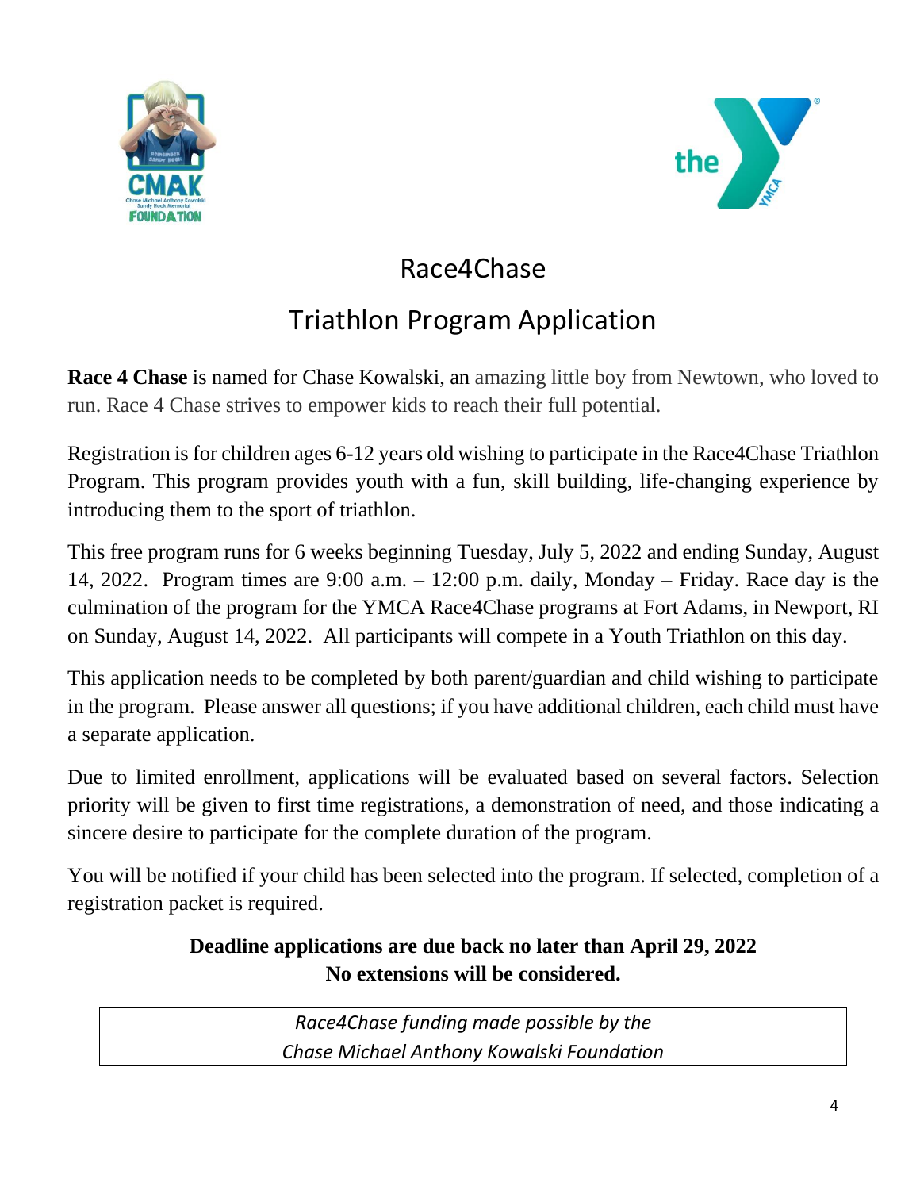# Race4Chase

## Triathlon Program Application

**Race 4 Chase** is named for Chase Kowalski, an amazing little boy from Newtown, who loved to run. Race 4 Chase strives to empower kids to reach their full potential.

Registration is for children ages 6-12 years old wishing to participate in the Race4Chase Triathlon Program. This program provides youth with a fun, skill building, life-changing experience by introducing them to the sport of triathlon.

This free program runs for 6 weeks beginning Tuesday, July 5, 2022 and ending Sunday, August 14, 2022. Program times are 9:00 a.m. – 12:00 p.m. daily, Monday – Friday. Race day is the culmination of the program for the YMCA Race4Chase programs at Fort Adams, in Newport, RI on Sunday, August 14, 2022. All participants will compete in a Youth Triathlon on this day.

This application needs to be completed by both parent/guardian and child wishing to participate in the program. Please answer all questions; if you have additional children, each child must have a separate application.

Due to limited enrollment, applications will be evaluated based on several factors. Selection priority will be given to first time registrations, a demonstration of need, and those indicating a sincere desire to participate for the complete duration of the program.

You will be notified if your child has been selected into the program. If selected, completion of a registration packet is required.

**Deadline applications are due back no later than April 29, 2022**
**No extensions will be considered.**

*Race4Chase funding made possible by the*
*Chase Michael Anthony Kowalski Foundation*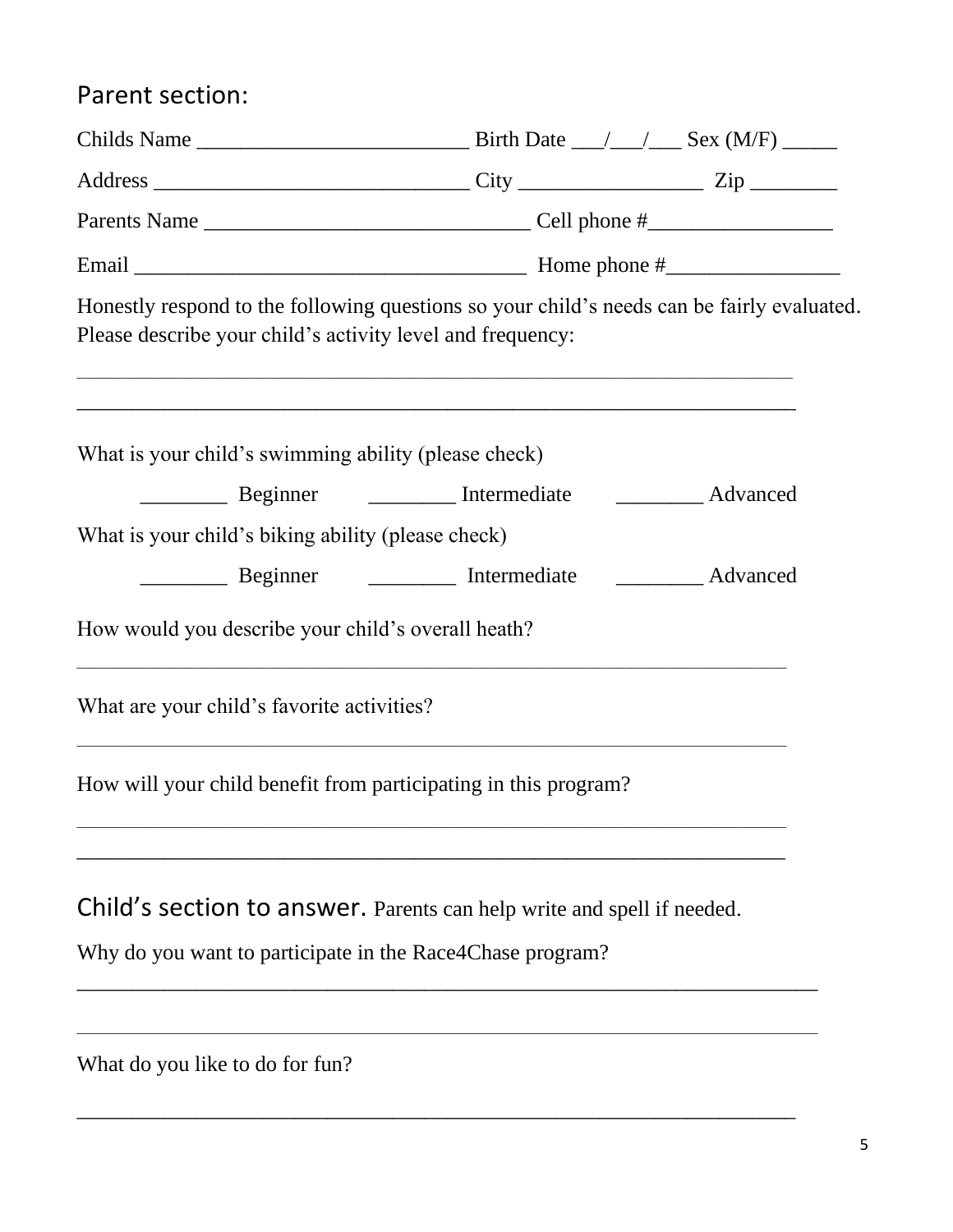## Parent section:

Childs Name _________________________ Birth Date ___/___/___ Sex (M/F) _____

Address _____________________________ City _________________ Zip ________

Parents Name ______________________________ Cell phone #_________________

Email ____________________________________ Home phone #________________

Honestly respond to the following questions so your child's needs can be fairly evaluated. Please describe your child's activity level and frequency:

_____________________________________________________________________

_____________________________________________________________________

What is your child's swimming ability (please check)

________ Beginner ________ Intermediate ________ Advanced

What is your child's biking ability (please check)

________ Beginner ________ Intermediate ________ Advanced

How would you describe your child's overall heath?

_____________________________________________________________________

What are your child's favorite activities?

_____________________________________________________________________

How will your child benefit from participating in this program?

_____________________________________________________________________

_____________________________________________________________________

## Child's section to answer. Parents can help write and spell if needed.

Why do you want to participate in the Race4Chase program?

_____________________________________________________________________

_____________________________________________________________________

What do you like to do for fun?

_____________________________________________________________________